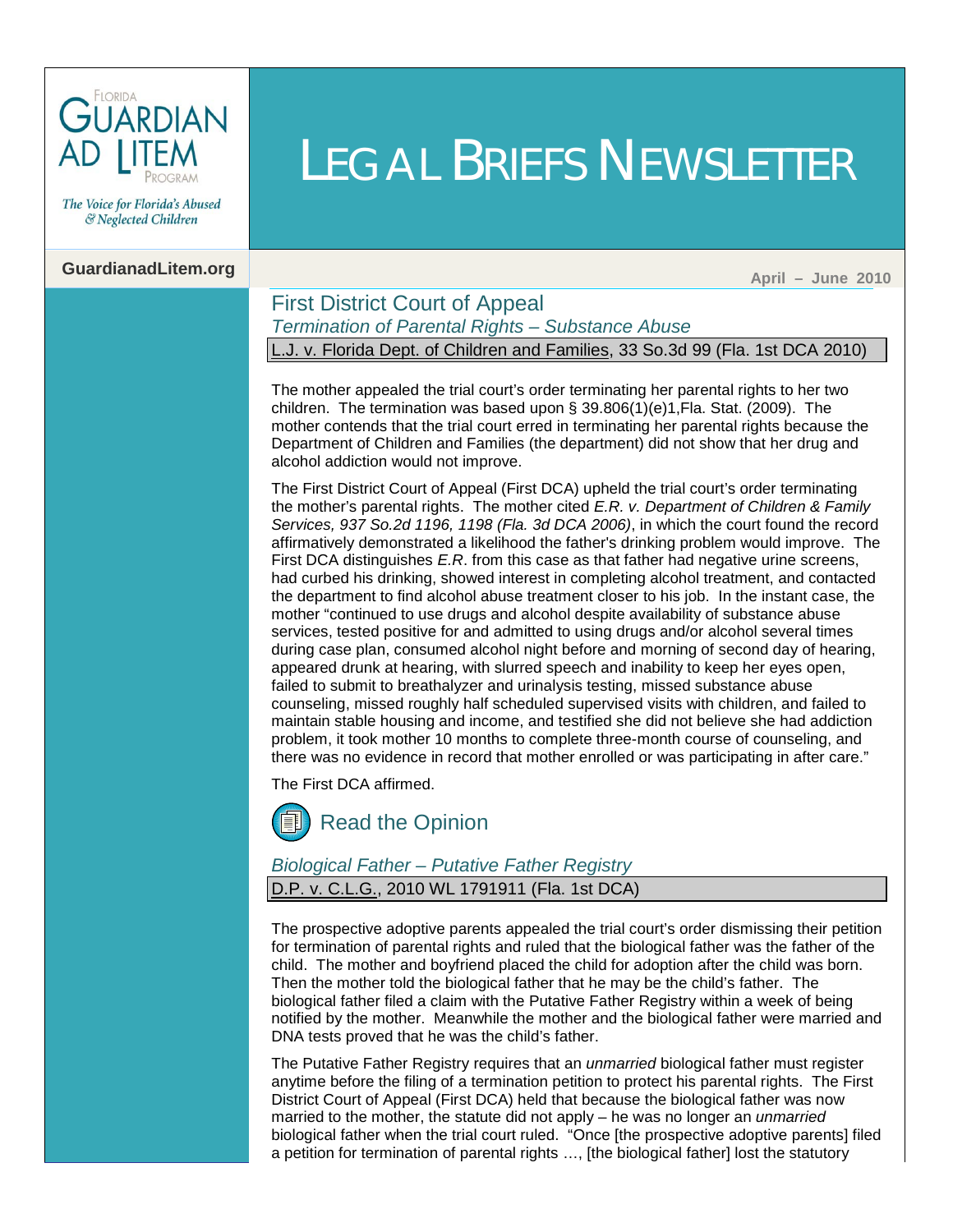# LEGAL BRIEFS NEWSLETTER

Florida Guardian ad Litem Program

*The Voice for Florida's Abused & Neglected Children*

GuardianadLitem.org

April – June 2010

## First District Court of Appeal

### *Termination of Parental Rights – Substance Abuse*

L.J. v. Florida Dept. of Children and Families, 33 So.3d 99 (Fla. 1st DCA 2010)

The mother appealed the trial court's order terminating her parental rights to her two children. The termination was based upon § 39.806(1)(e)1,Fla. Stat. (2009). The mother contends that the trial court erred in terminating her parental rights because the Department of Children and Families (the department) did not show that her drug and alcohol addiction would not improve.

The First District Court of Appeal (First DCA) upheld the trial court's order terminating the mother's parental rights. The mother cited *E.R. v. Department of Children & Family Services, 937 So.2d 1196, 1198 (Fla. 3d DCA 2006)*, in which the court found the record affirmatively demonstrated a likelihood the father's drinking problem would improve. The First DCA distinguishes *E.R.* from this case as that father had negative urine screens, had curbed his drinking, showed interest in completing alcohol treatment, and contacted the department to find alcohol abuse treatment closer to his job. In the instant case, the mother "continued to use drugs and alcohol despite availability of substance abuse services, tested positive for and admitted to using drugs and/or alcohol several times during case plan, consumed alcohol night before and morning of second day of hearing, appeared drunk at hearing, with slurred speech and inability to keep her eyes open, failed to submit to breathalyzer and urinalysis testing, missed substance abuse counseling, missed roughly half scheduled supervised visits with children, and failed to maintain stable housing and income, and testified she did not believe she had addiction problem, it took mother 10 months to complete three-month course of counseling, and there was no evidence in record that mother enrolled or was participating in after care."

The First DCA affirmed.

Read the Opinion

### *Biological Father – Putative Father Registry*

D.P. v. C.L.G., 2010 WL 1791911 (Fla. 1st DCA)

The prospective adoptive parents appealed the trial court's order dismissing their petition for termination of parental rights and ruled that the biological father was the father of the child. The mother and boyfriend placed the child for adoption after the child was born. Then the mother told the biological father that he may be the child's father. The biological father filed a claim with the Putative Father Registry within a week of being notified by the mother. Meanwhile the mother and the biological father were married and DNA tests proved that he was the child's father.

The Putative Father Registry requires that an *unmarried* biological father must register anytime before the filing of a termination petition to protect his parental rights. The First District Court of Appeal (First DCA) held that because the biological father was now married to the mother, the statute did not apply – he was no longer an *unmarried* biological father when the trial court ruled. "Once [the prospective adoptive parents] filed a petition for termination of parental rights …, [the biological father] lost the statutory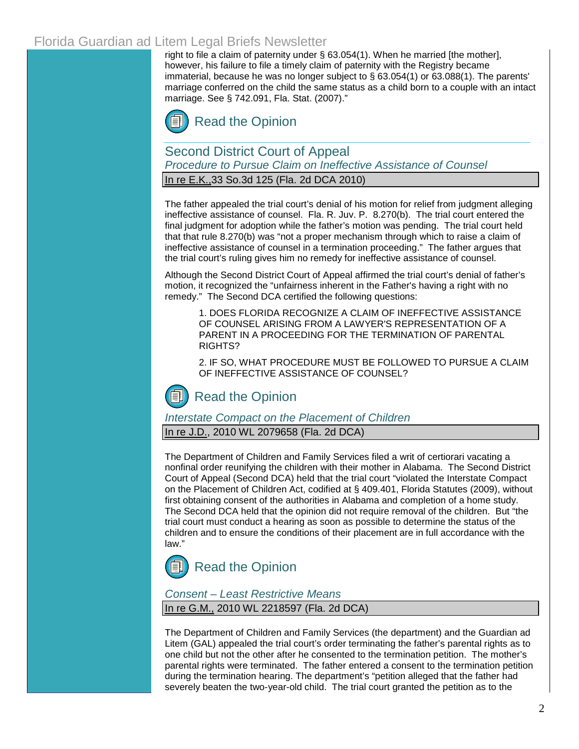right to file a claim of paternity under § 63.054(1). When he married [the mother], however, his failure to file a timely claim of paternity with the Registry became immaterial, because he was no longer subject to § 63.054(1) or 63.088(1). The parents' marriage conferred on the child the same status as a child born to a couple with an intact marriage. See § 742.091, Fla. Stat. (2007)."

Read the Opinion

## Second District Court of Appeal

### *Procedure to Pursue Claim on Ineffective Assistance of Counsel*

In re E.K., 33 So.3d 125 (Fla. 2d DCA 2010)

The father appealed the trial court's denial of his motion for relief from judgment alleging ineffective assistance of counsel. Fla. R. Juv. P. 8.270(b). The trial court entered the final judgment for adoption while the father's motion was pending. The trial court held that that rule 8.270(b) was "not a proper mechanism through which to raise a claim of ineffective assistance of counsel in a termination proceeding." The father argues that the trial court's ruling gives him no remedy for ineffective assistance of counsel.

Although the Second District Court of Appeal affirmed the trial court's denial of father's motion, it recognized the "unfairness inherent in the Father's having a right with no remedy." The Second DCA certified the following questions:

> 1. DOES FLORIDA RECOGNIZE A CLAIM OF INEFFECTIVE ASSISTANCE OF COUNSEL ARISING FROM A LAWYER'S REPRESENTATION OF A PARENT IN A PROCEEDING FOR THE TERMINATION OF PARENTAL RIGHTS?
>
> 2. IF SO, WHAT PROCEDURE MUST BE FOLLOWED TO PURSUE A CLAIM OF INEFFECTIVE ASSISTANCE OF COUNSEL?

Read the Opinion

### *Interstate Compact on the Placement of Children*

In re J.D., 2010 WL 2079658 (Fla. 2d DCA)

The Department of Children and Family Services filed a writ of certiorari vacating a nonfinal order reunifying the children with their mother in Alabama. The Second District Court of Appeal (Second DCA) held that the trial court "violated the Interstate Compact on the Placement of Children Act, codified at § 409.401, Florida Statutes (2009), without first obtaining consent of the authorities in Alabama and completion of a home study. The Second DCA held that the opinion did not require removal of the children. But "the trial court must conduct a hearing as soon as possible to determine the status of the children and to ensure the conditions of their placement are in full accordance with the law."

Read the Opinion

### *Consent – Least Restrictive Means*

In re G.M., 2010 WL 2218597 (Fla. 2d DCA)

The Department of Children and Family Services (the department) and the Guardian ad Litem (GAL) appealed the trial court's order terminating the father's parental rights as to one child but not the other after he consented to the termination petition. The mother's parental rights were terminated. The father entered a consent to the termination petition during the termination hearing. The department's "petition alleged that the father had severely beaten the two-year-old child. The trial court granted the petition as to the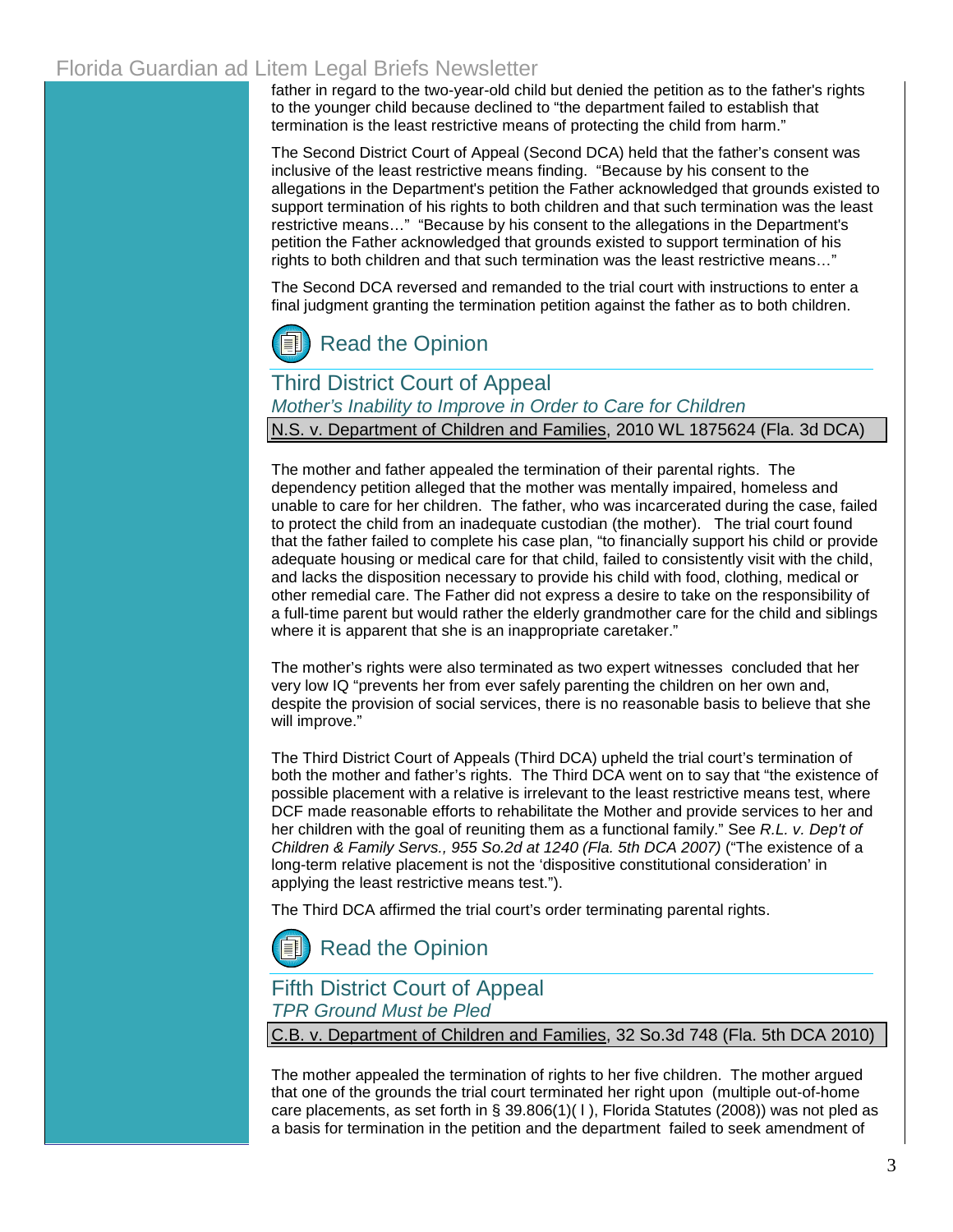father in regard to the two-year-old child but denied the petition as to the father's rights to the younger child because declined to "the department failed to establish that termination is the least restrictive means of protecting the child from harm."

The Second District Court of Appeal (Second DCA) held that the father's consent was inclusive of the least restrictive means finding. "Because by his consent to the allegations in the Department's petition the Father acknowledged that grounds existed to support termination of his rights to both children and that such termination was the least restrictive means…" "Because by his consent to the allegations in the Department's petition the Father acknowledged that grounds existed to support termination of his rights to both children and that such termination was the least restrictive means…"

The Second DCA reversed and remanded to the trial court with instructions to enter a final judgment granting the termination petition against the father as to both children.

Read the Opinion

## Third District Court of Appeal

*Mother's Inability to Improve in Order to Care for Children*

N.S. v. Department of Children and Families, 2010 WL 1875624 (Fla. 3d DCA)

The mother and father appealed the termination of their parental rights. The dependency petition alleged that the mother was mentally impaired, homeless and unable to care for her children. The father, who was incarcerated during the case, failed to protect the child from an inadequate custodian (the mother). The trial court found that the father failed to complete his case plan, "to financially support his child or provide adequate housing or medical care for that child, failed to consistently visit with the child, and lacks the disposition necessary to provide his child with food, clothing, medical or other remedial care. The Father did not express a desire to take on the responsibility of a full-time parent but would rather the elderly grandmother care for the child and siblings where it is apparent that she is an inappropriate caretaker."

The mother's rights were also terminated as two expert witnesses concluded that her very low IQ "prevents her from ever safely parenting the children on her own and, despite the provision of social services, there is no reasonable basis to believe that she will improve."

The Third District Court of Appeals (Third DCA) upheld the trial court's termination of both the mother and father's rights. The Third DCA went on to say that "the existence of possible placement with a relative is irrelevant to the least restrictive means test, where DCF made reasonable efforts to rehabilitate the Mother and provide services to her and her children with the goal of reuniting them as a functional family." See *R.L. v. Dep't of Children & Family Servs., 955 So.2d at 1240 (Fla. 5th DCA 2007)* ("The existence of a long-term relative placement is not the 'dispositive constitutional consideration' in applying the least restrictive means test.").

The Third DCA affirmed the trial court's order terminating parental rights.

Read the Opinion

## Fifth District Court of Appeal

*TPR Ground Must be Pled*

C.B. v. Department of Children and Families, 32 So.3d 748 (Fla. 5th DCA 2010)

The mother appealed the termination of rights to her five children. The mother argued that one of the grounds the trial court terminated her right upon (multiple out-of-home care placements, as set forth in § 39.806(1)( l ), Florida Statutes (2008)) was not pled as a basis for termination in the petition and the department failed to seek amendment of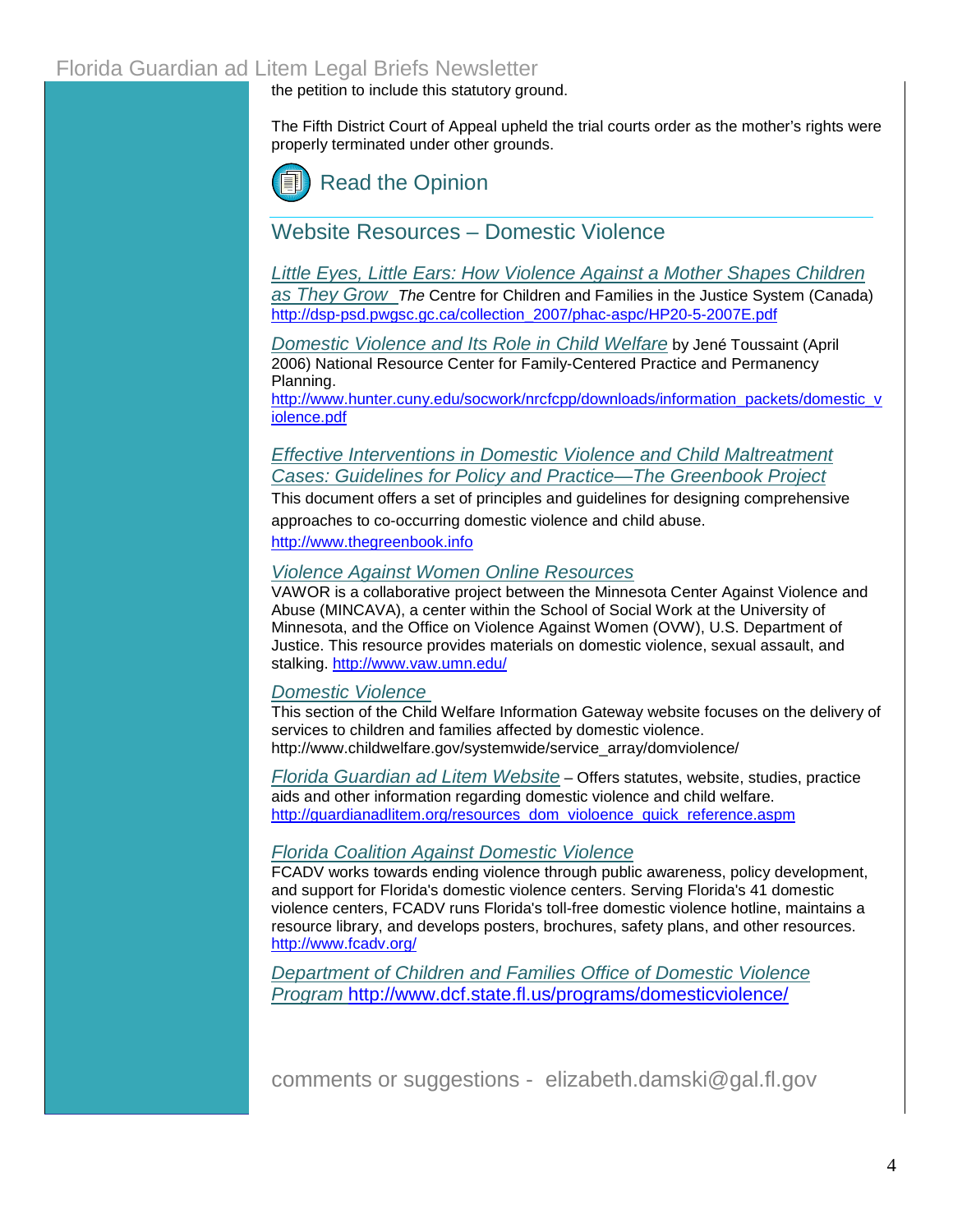the petition to include this statutory ground.

The Fifth District Court of Appeal upheld the trial courts order as the mother's rights were properly terminated under other grounds.

Read the Opinion

## Website Resources – Domestic Violence

*Little Eyes, Little Ears: How Violence Against a Mother Shapes Children as They Grow* *The* Centre for Children and Families in the Justice System (Canada)
http://dsp-psd.pwgsc.gc.ca/collection_2007/phac-aspc/HP20-5-2007E.pdf

*Domestic Violence and Its Role in Child Welfare* by Jené Toussaint (April 2006) National Resource Center for Family-Centered Practice and Permanency Planning.
http://www.hunter.cuny.edu/socwork/nrcfcpp/downloads/information_packets/domestic_violence.pdf

*Effective Interventions in Domestic Violence and Child Maltreatment Cases: Guidelines for Policy and Practice—The Greenbook Project*
This document offers a set of principles and guidelines for designing comprehensive approaches to co-occurring domestic violence and child abuse.
http://www.thegreenbook.info

*Violence Against Women Online Resources*
VAWOR is a collaborative project between the Minnesota Center Against Violence and Abuse (MINCAVA), a center within the School of Social Work at the University of Minnesota, and the Office on Violence Against Women (OVW), U.S. Department of Justice. This resource provides materials on domestic violence, sexual assault, and stalking. http://www.vaw.umn.edu/

*Domestic Violence*
This section of the Child Welfare Information Gateway website focuses on the delivery of services to children and families affected by domestic violence.
http://www.childwelfare.gov/systemwide/service_array/domviolence/

*Florida Guardian ad Litem Website* – Offers statutes, website, studies, practice aids and other information regarding domestic violence and child welfare.
http://guardianadlitem.org/resources_dom_violoence_quick_reference.aspm

*Florida Coalition Against Domestic Violence*
FCADV works towards ending violence through public awareness, policy development, and support for Florida's domestic violence centers. Serving Florida's 41 domestic violence centers, FCADV runs Florida's toll-free domestic violence hotline, maintains a resource library, and develops posters, brochures, safety plans, and other resources.
http://www.fcadv.org/

*Department of Children and Families Office of Domestic Violence Program* http://www.dcf.state.fl.us/programs/domesticviolence/

comments or suggestions - elizabeth.damski@gal.fl.gov